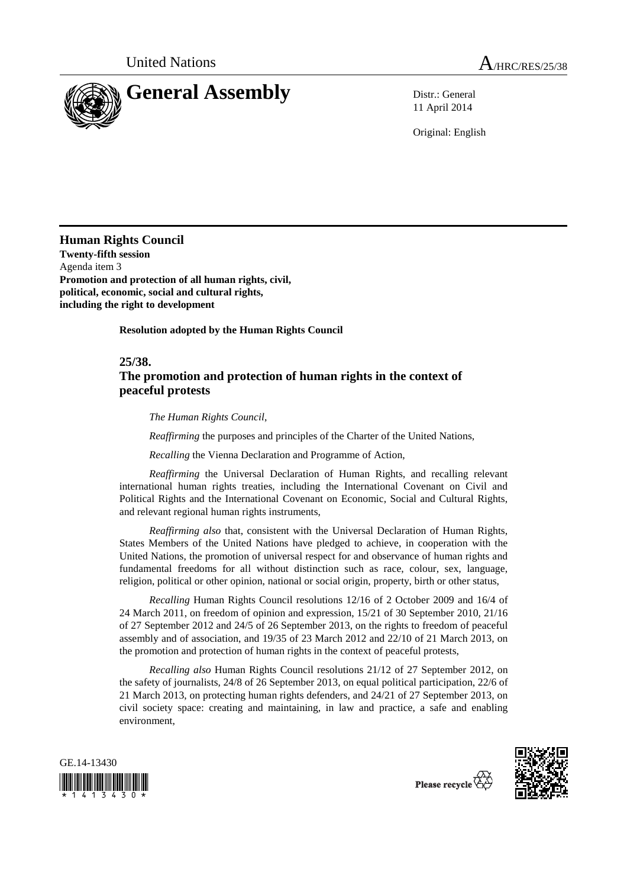United Nations

# General Assembly

A/HRC/RES/25/38

Distr.: General
11 April 2014

Original: English

**Human Rights Council**
**Twenty-fifth session**
Agenda item 3
**Promotion and protection of all human rights, civil, political, economic, social and cultural rights, including the right to development**

**Resolution adopted by the Human Rights Council**

## 25/38. The promotion and protection of human rights in the context of peaceful protests

*The Human Rights Council*,

*Reaffirming* the purposes and principles of the Charter of the United Nations,

*Recalling* the Vienna Declaration and Programme of Action,

*Reaffirming* the Universal Declaration of Human Rights, and recalling relevant international human rights treaties, including the International Covenant on Civil and Political Rights and the International Covenant on Economic, Social and Cultural Rights, and relevant regional human rights instruments,

*Reaffirming also* that, consistent with the Universal Declaration of Human Rights, States Members of the United Nations have pledged to achieve, in cooperation with the United Nations, the promotion of universal respect for and observance of human rights and fundamental freedoms for all without distinction such as race, colour, sex, language, religion, political or other opinion, national or social origin, property, birth or other status,

*Recalling* Human Rights Council resolutions 12/16 of 2 October 2009 and 16/4 of 24 March 2011, on freedom of opinion and expression, 15/21 of 30 September 2010, 21/16 of 27 September 2012 and 24/5 of 26 September 2013, on the rights to freedom of peaceful assembly and of association, and 19/35 of 23 March 2012 and 22/10 of 21 March 2013, on the promotion and protection of human rights in the context of peaceful protests,

*Recalling also* Human Rights Council resolutions 21/12 of 27 September 2012, on the safety of journalists, 24/8 of 26 September 2013, on equal political participation, 22/6 of 21 March 2013, on protecting human rights defenders, and 24/21 of 27 September 2013, on civil society space: creating and maintaining, in law and practice, a safe and enabling environment,

GE.14-13430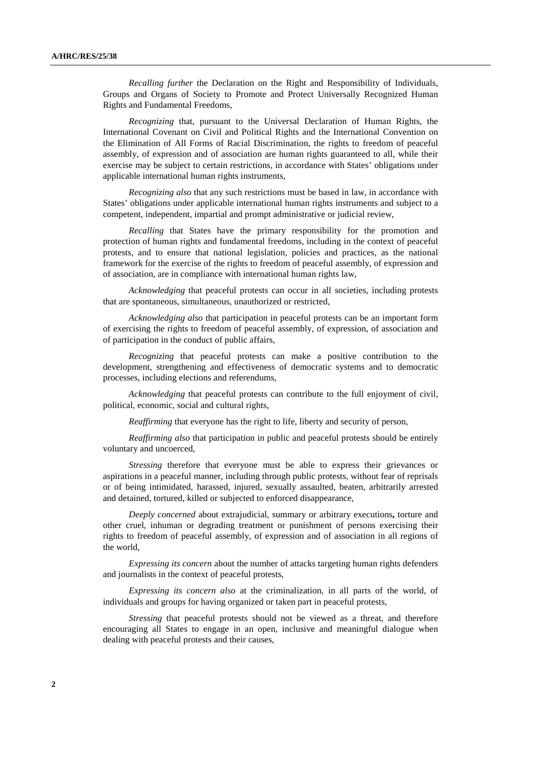*Recalling further* the Declaration on the Right and Responsibility of Individuals, Groups and Organs of Society to Promote and Protect Universally Recognized Human Rights and Fundamental Freedoms,

*Recognizing* that, pursuant to the Universal Declaration of Human Rights, the International Covenant on Civil and Political Rights and the International Convention on the Elimination of All Forms of Racial Discrimination, the rights to freedom of peaceful assembly, of expression and of association are human rights guaranteed to all, while their exercise may be subject to certain restrictions, in accordance with States' obligations under applicable international human rights instruments,

*Recognizing also* that any such restrictions must be based in law, in accordance with States' obligations under applicable international human rights instruments and subject to a competent, independent, impartial and prompt administrative or judicial review,

*Recalling* that States have the primary responsibility for the promotion and protection of human rights and fundamental freedoms, including in the context of peaceful protests, and to ensure that national legislation, policies and practices, as the national framework for the exercise of the rights to freedom of peaceful assembly, of expression and of association, are in compliance with international human rights law,

*Acknowledging* that peaceful protests can occur in all societies, including protests that are spontaneous, simultaneous, unauthorized or restricted,

*Acknowledging also* that participation in peaceful protests can be an important form of exercising the rights to freedom of peaceful assembly, of expression, of association and of participation in the conduct of public affairs,

*Recognizing* that peaceful protests can make a positive contribution to the development, strengthening and effectiveness of democratic systems and to democratic processes, including elections and referendums,

*Acknowledging* that peaceful protests can contribute to the full enjoyment of civil, political, economic, social and cultural rights,

*Reaffirming* that everyone has the right to life, liberty and security of person,

*Reaffirming also* that participation in public and peaceful protests should be entirely voluntary and uncoerced,

*Stressing* therefore that everyone must be able to express their grievances or aspirations in a peaceful manner, including through public protests, without fear of reprisals or of being intimidated, harassed, injured, sexually assaulted, beaten, arbitrarily arrested and detained, tortured, killed or subjected to enforced disappearance,

*Deeply concerned* about extrajudicial, summary or arbitrary executions**,** torture and other cruel, inhuman or degrading treatment or punishment of persons exercising their rights to freedom of peaceful assembly, of expression and of association in all regions of the world,

*Expressing its concern* about the number of attacks targeting human rights defenders and journalists in the context of peaceful protests,

*Expressing its concern also* at the criminalization, in all parts of the world, of individuals and groups for having organized or taken part in peaceful protests,

*Stressing* that peaceful protests should not be viewed as a threat, and therefore encouraging all States to engage in an open, inclusive and meaningful dialogue when dealing with peaceful protests and their causes,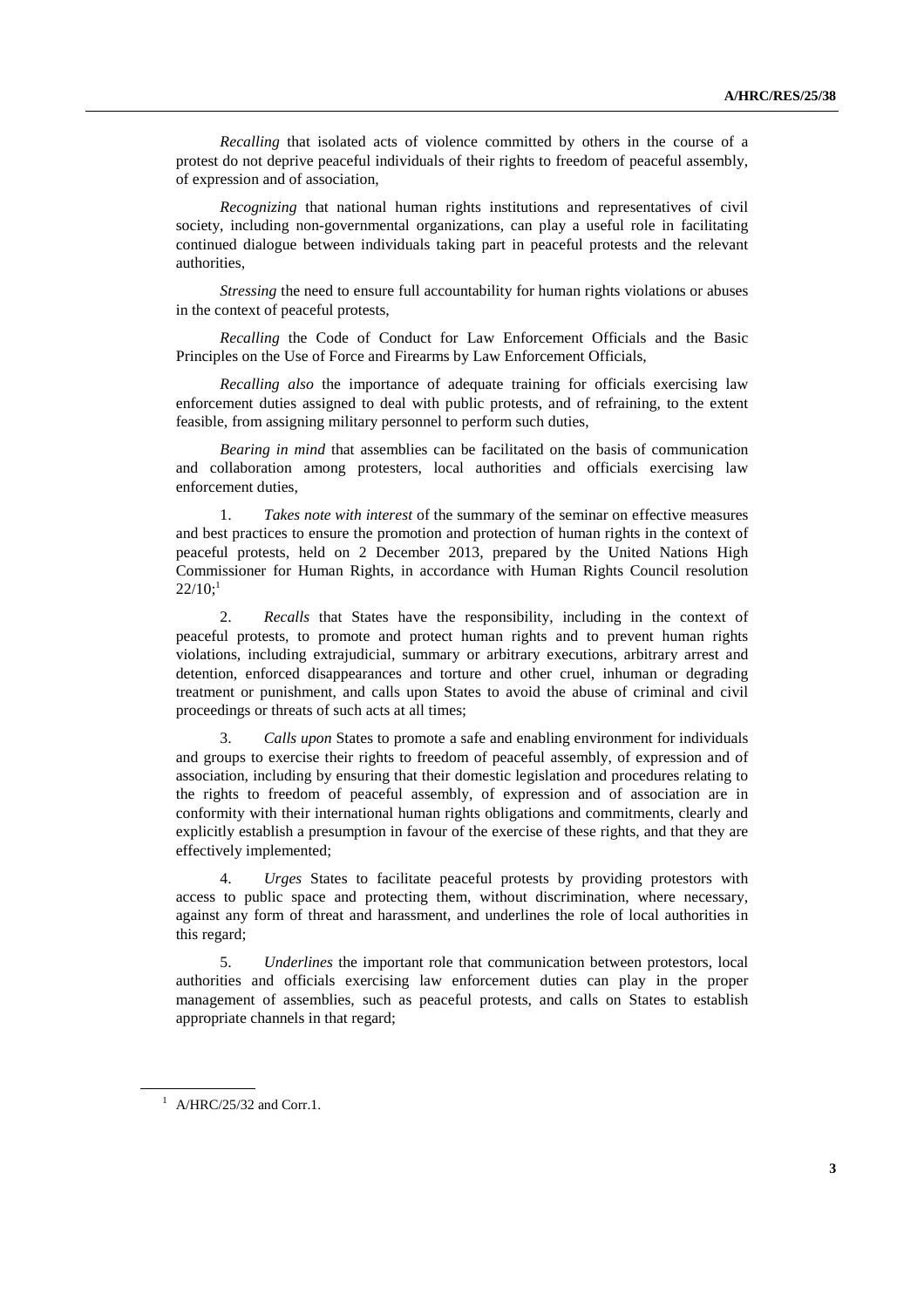*Recalling* that isolated acts of violence committed by others in the course of a protest do not deprive peaceful individuals of their rights to freedom of peaceful assembly, of expression and of association,

*Recognizing* that national human rights institutions and representatives of civil society, including non-governmental organizations, can play a useful role in facilitating continued dialogue between individuals taking part in peaceful protests and the relevant authorities,

*Stressing* the need to ensure full accountability for human rights violations or abuses in the context of peaceful protests,

*Recalling* the Code of Conduct for Law Enforcement Officials and the Basic Principles on the Use of Force and Firearms by Law Enforcement Officials,

*Recalling also* the importance of adequate training for officials exercising law enforcement duties assigned to deal with public protests, and of refraining, to the extent feasible, from assigning military personnel to perform such duties,

*Bearing in mind* that assemblies can be facilitated on the basis of communication and collaboration among protesters, local authorities and officials exercising law enforcement duties,

1. *Takes note with interest* of the summary of the seminar on effective measures and best practices to ensure the promotion and protection of human rights in the context of peaceful protests, held on 2 December 2013, prepared by the United Nations High Commissioner for Human Rights, in accordance with Human Rights Council resolution 22/10;[1]

2. *Recalls* that States have the responsibility, including in the context of peaceful protests, to promote and protect human rights and to prevent human rights violations, including extrajudicial, summary or arbitrary executions, arbitrary arrest and detention, enforced disappearances and torture and other cruel, inhuman or degrading treatment or punishment, and calls upon States to avoid the abuse of criminal and civil proceedings or threats of such acts at all times;

3. *Calls upon* States to promote a safe and enabling environment for individuals and groups to exercise their rights to freedom of peaceful assembly, of expression and of association, including by ensuring that their domestic legislation and procedures relating to the rights to freedom of peaceful assembly, of expression and of association are in conformity with their international human rights obligations and commitments, clearly and explicitly establish a presumption in favour of the exercise of these rights, and that they are effectively implemented;

4. *Urges* States to facilitate peaceful protests by providing protestors with access to public space and protecting them, without discrimination, where necessary, against any form of threat and harassment, and underlines the role of local authorities in this regard;

5. *Underlines* the important role that communication between protestors, local authorities and officials exercising law enforcement duties can play in the proper management of assemblies, such as peaceful protests, and calls on States to establish appropriate channels in that regard;

[1] A/HRC/25/32 and Corr.1.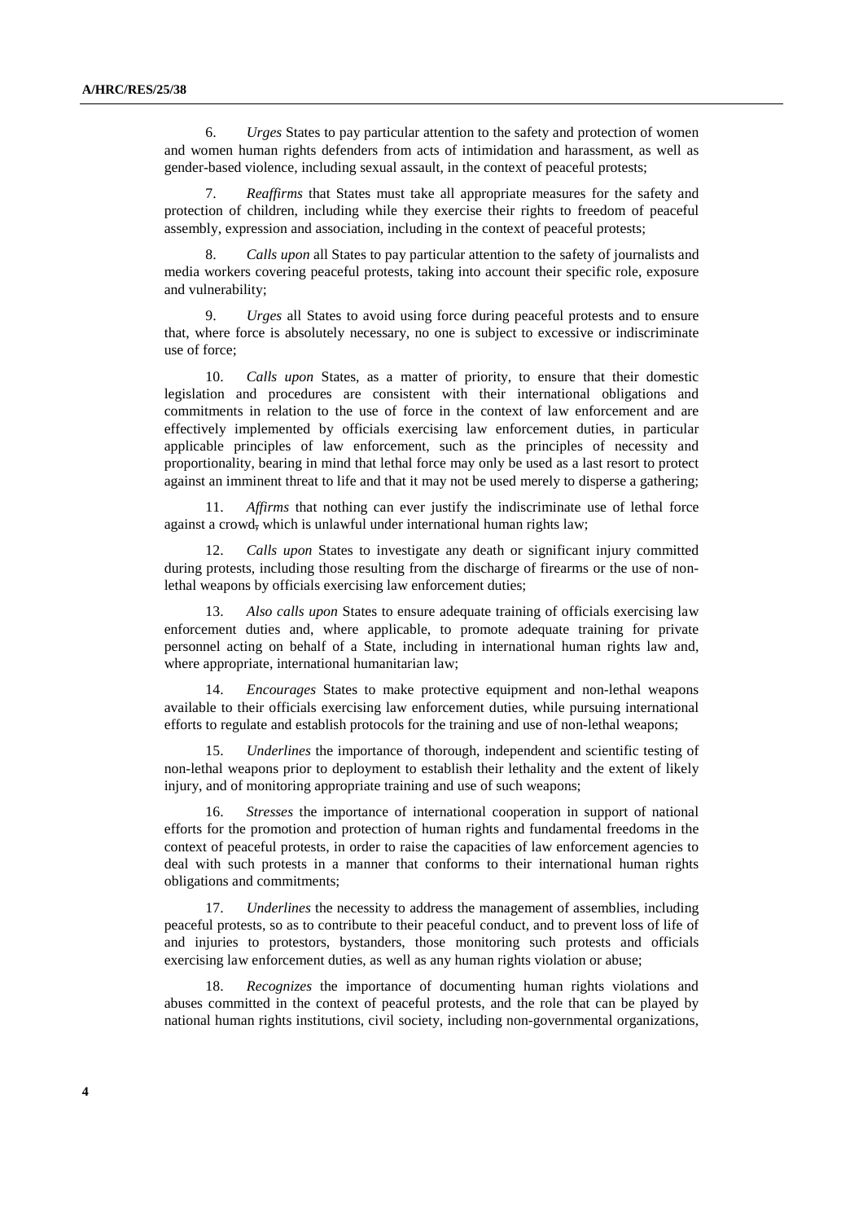6. *Urges* States to pay particular attention to the safety and protection of women and women human rights defenders from acts of intimidation and harassment, as well as gender-based violence, including sexual assault, in the context of peaceful protests;

7. *Reaffirms* that States must take all appropriate measures for the safety and protection of children, including while they exercise their rights to freedom of peaceful assembly, expression and association, including in the context of peaceful protests;

8. *Calls upon* all States to pay particular attention to the safety of journalists and media workers covering peaceful protests, taking into account their specific role, exposure and vulnerability;

9. *Urges* all States to avoid using force during peaceful protests and to ensure that, where force is absolutely necessary, no one is subject to excessive or indiscriminate use of force;

10. *Calls upon* States, as a matter of priority, to ensure that their domestic legislation and procedures are consistent with their international obligations and commitments in relation to the use of force in the context of law enforcement and are effectively implemented by officials exercising law enforcement duties, in particular applicable principles of law enforcement, such as the principles of necessity and proportionality, bearing in mind that lethal force may only be used as a last resort to protect against an imminent threat to life and that it may not be used merely to disperse a gathering;

11. *Affirms* that nothing can ever justify the indiscriminate use of lethal force against a crowd, which is unlawful under international human rights law;

12. *Calls upon* States to investigate any death or significant injury committed during protests, including those resulting from the discharge of firearms or the use of non-lethal weapons by officials exercising law enforcement duties;

13. *Also calls upon* States to ensure adequate training of officials exercising law enforcement duties and, where applicable, to promote adequate training for private personnel acting on behalf of a State, including in international human rights law and, where appropriate, international humanitarian law;

14. *Encourages* States to make protective equipment and non-lethal weapons available to their officials exercising law enforcement duties, while pursuing international efforts to regulate and establish protocols for the training and use of non-lethal weapons;

15. *Underlines* the importance of thorough, independent and scientific testing of non-lethal weapons prior to deployment to establish their lethality and the extent of likely injury, and of monitoring appropriate training and use of such weapons;

16. *Stresses* the importance of international cooperation in support of national efforts for the promotion and protection of human rights and fundamental freedoms in the context of peaceful protests, in order to raise the capacities of law enforcement agencies to deal with such protests in a manner that conforms to their international human rights obligations and commitments;

17. *Underlines* the necessity to address the management of assemblies, including peaceful protests, so as to contribute to their peaceful conduct, and to prevent loss of life of and injuries to protestors, bystanders, those monitoring such protests and officials exercising law enforcement duties, as well as any human rights violation or abuse;

18. *Recognizes* the importance of documenting human rights violations and abuses committed in the context of peaceful protests, and the role that can be played by national human rights institutions, civil society, including non-governmental organizations,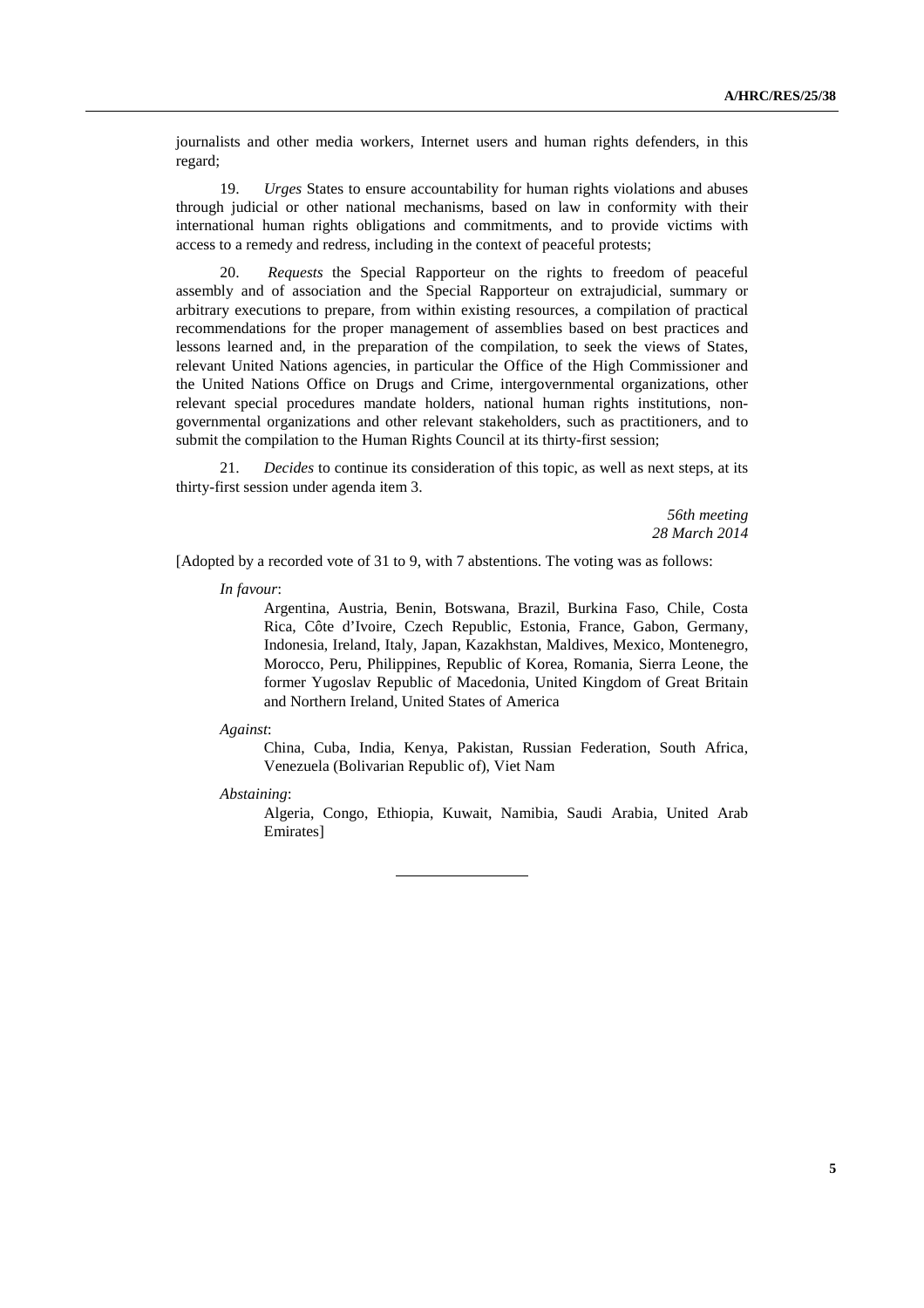journalists and other media workers, Internet users and human rights defenders, in this regard;

19. *Urges* States to ensure accountability for human rights violations and abuses through judicial or other national mechanisms, based on law in conformity with their international human rights obligations and commitments, and to provide victims with access to a remedy and redress, including in the context of peaceful protests;

20. *Requests* the Special Rapporteur on the rights to freedom of peaceful assembly and of association and the Special Rapporteur on extrajudicial, summary or arbitrary executions to prepare, from within existing resources, a compilation of practical recommendations for the proper management of assemblies based on best practices and lessons learned and, in the preparation of the compilation, to seek the views of States, relevant United Nations agencies, in particular the Office of the High Commissioner and the United Nations Office on Drugs and Crime, intergovernmental organizations, other relevant special procedures mandate holders, national human rights institutions, non-governmental organizations and other relevant stakeholders, such as practitioners, and to submit the compilation to the Human Rights Council at its thirty-first session;

21. *Decides* to continue its consideration of this topic, as well as next steps, at its thirty-first session under agenda item 3.

*56th meeting*
*28 March 2014*

[Adopted by a recorded vote of 31 to 9, with 7 abstentions. The voting was as follows:

*In favour*:

Argentina, Austria, Benin, Botswana, Brazil, Burkina Faso, Chile, Costa Rica, Côte d'Ivoire, Czech Republic, Estonia, France, Gabon, Germany, Indonesia, Ireland, Italy, Japan, Kazakhstan, Maldives, Mexico, Montenegro, Morocco, Peru, Philippines, Republic of Korea, Romania, Sierra Leone, the former Yugoslav Republic of Macedonia, United Kingdom of Great Britain and Northern Ireland, United States of America

*Against*:

China, Cuba, India, Kenya, Pakistan, Russian Federation, South Africa, Venezuela (Bolivarian Republic of), Viet Nam

*Abstaining*:

Algeria, Congo, Ethiopia, Kuwait, Namibia, Saudi Arabia, United Arab Emirates]